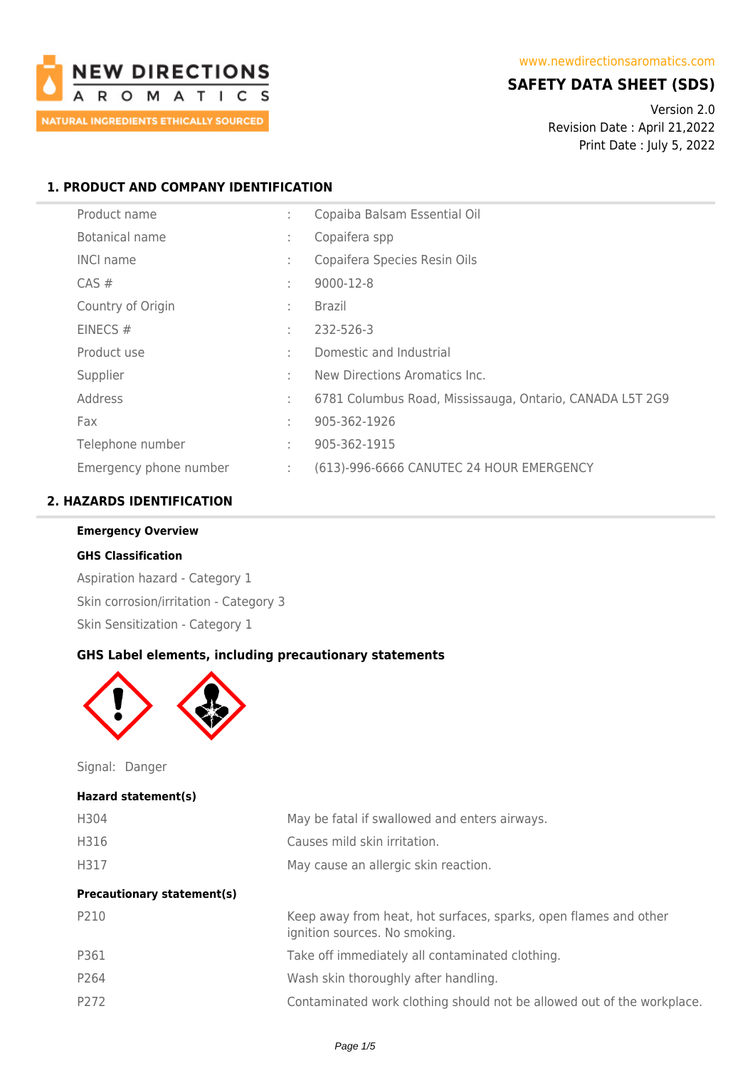NEW DIRECTIONS AROMATICS

NATURAL INGREDIENTS ETHICALLY SOURCED

www.newdirectionsaromatics.com

# SAFETY DATA SHEET (SDS)

Version 2.0
Revision Date : April 21,2022
Print Date : July 5, 2022

## 1. PRODUCT AND COMPANY IDENTIFICATION

| | | |
|---|---|---|
| Product name | : | Copaiba Balsam Essential Oil |
| Botanical name | : | Copaifera spp |
| INCI name | : | Copaifera Species Resin Oils |
| CAS # | : | 9000-12-8 |
| Country of Origin | : | Brazil |
| EINECS # | : | 232-526-3 |
| Product use | : | Domestic and Industrial |
| Supplier | : | New Directions Aromatics Inc. |
| Address | : | 6781 Columbus Road, Mississauga, Ontario, CANADA L5T 2G9 |
| Fax | : | 905-362-1926 |
| Telephone number | : | 905-362-1915 |
| Emergency phone number | : | (613)-996-6666 CANUTEC 24 HOUR EMERGENCY |

## 2. HAZARDS IDENTIFICATION

**Emergency Overview**

**GHS Classification**

Aspiration hazard - Category 1

Skin corrosion/irritation - Category 3

Skin Sensitization - Category 1

**GHS Label elements, including precautionary statements**

Signal: Danger

**Hazard statement(s)**

| | |
|---|---|
| H304 | May be fatal if swallowed and enters airways. |
| H316 | Causes mild skin irritation. |
| H317 | May cause an allergic skin reaction. |

**Precautionary statement(s)**

| | |
|---|---|
| P210 | Keep away from heat, hot surfaces, sparks, open flames and other ignition sources. No smoking. |
| P361 | Take off immediately all contaminated clothing. |
| P264 | Wash skin thoroughly after handling. |
| P272 | Contaminated work clothing should not be allowed out of the workplace. |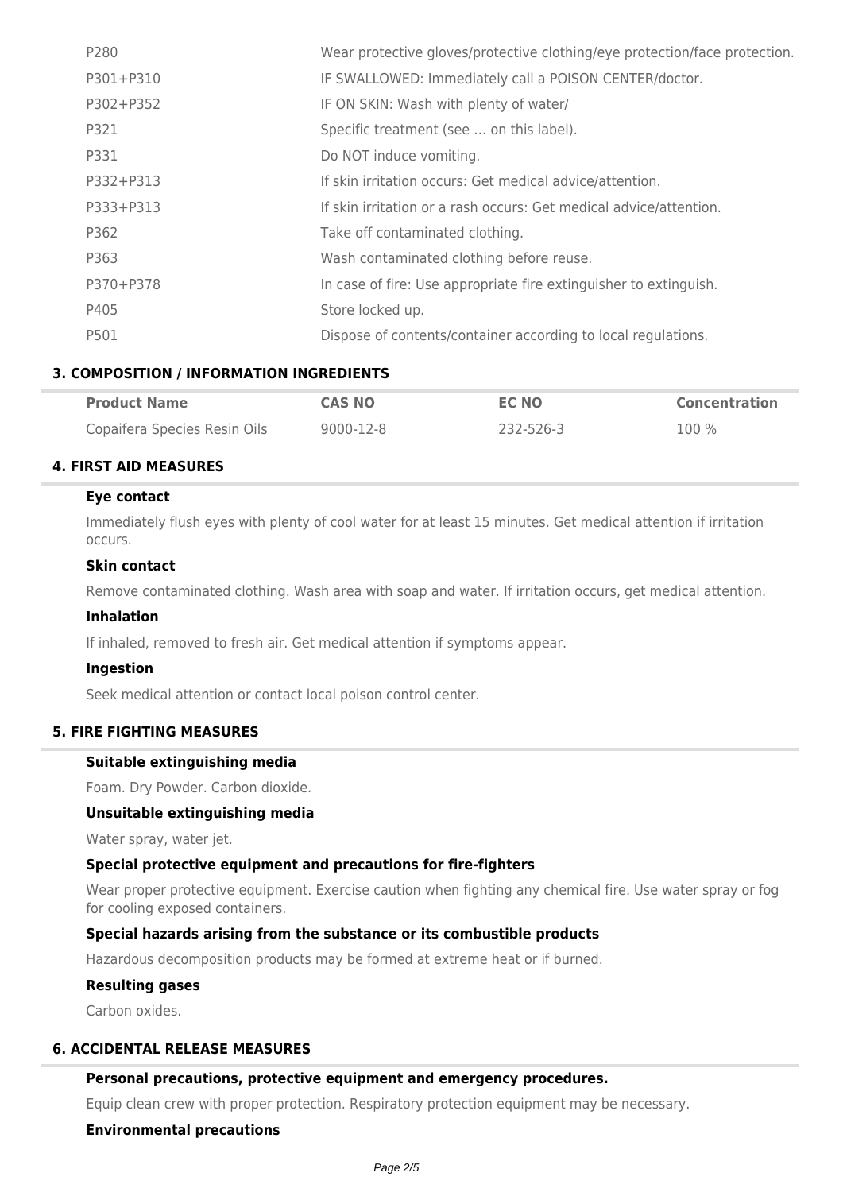| | |
|---|---|
| P280 | Wear protective gloves/protective clothing/eye protection/face protection. |
| P301+P310 | IF SWALLOWED: Immediately call a POISON CENTER/doctor. |
| P302+P352 | IF ON SKIN: Wash with plenty of water/ |
| P321 | Specific treatment (see ... on this label). |
| P331 | Do NOT induce vomiting. |
| P332+P313 | If skin irritation occurs: Get medical advice/attention. |
| P333+P313 | If skin irritation or a rash occurs: Get medical advice/attention. |
| P362 | Take off contaminated clothing. |
| P363 | Wash contaminated clothing before reuse. |
| P370+P378 | In case of fire: Use appropriate fire extinguisher to extinguish. |
| P405 | Store locked up. |
| P501 | Dispose of contents/container according to local regulations. |

## 3. COMPOSITION / INFORMATION INGREDIENTS

| Product Name | CAS NO | EC NO | Concentration |
|---|---|---|---|
| Copaifera Species Resin Oils | 9000-12-8 | 232-526-3 | 100 % |

## 4. FIRST AID MEASURES

### Eye contact

Immediately flush eyes with plenty of cool water for at least 15 minutes. Get medical attention if irritation occurs.

### Skin contact

Remove contaminated clothing. Wash area with soap and water. If irritation occurs, get medical attention.

### Inhalation

If inhaled, removed to fresh air. Get medical attention if symptoms appear.

### Ingestion

Seek medical attention or contact local poison control center.

## 5. FIRE FIGHTING MEASURES

### Suitable extinguishing media

Foam. Dry Powder. Carbon dioxide.

### Unsuitable extinguishing media

Water spray, water jet.

### Special protective equipment and precautions for fire-fighters

Wear proper protective equipment. Exercise caution when fighting any chemical fire. Use water spray or fog for cooling exposed containers.

### Special hazards arising from the substance or its combustible products

Hazardous decomposition products may be formed at extreme heat or if burned.

### Resulting gases

Carbon oxides.

## 6. ACCIDENTAL RELEASE MEASURES

### Personal precautions, protective equipment and emergency procedures.

Equip clean crew with proper protection. Respiratory protection equipment may be necessary.

### Environmental precautions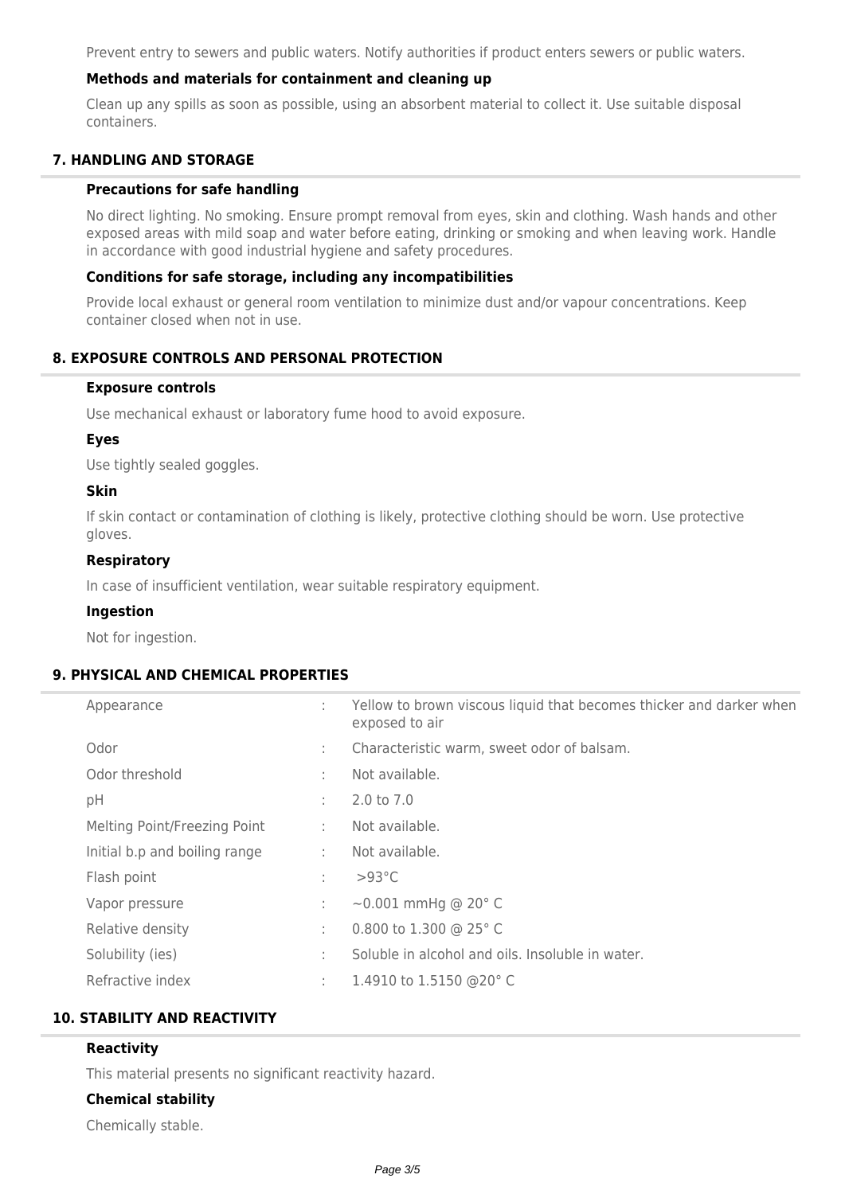Prevent entry to sewers and public waters. Notify authorities if product enters sewers or public waters.

### Methods and materials for containment and cleaning up

Clean up any spills as soon as possible, using an absorbent material to collect it. Use suitable disposal containers.

## 7. HANDLING AND STORAGE

### Precautions for safe handling

No direct lighting. No smoking. Ensure prompt removal from eyes, skin and clothing. Wash hands and other exposed areas with mild soap and water before eating, drinking or smoking and when leaving work. Handle in accordance with good industrial hygiene and safety procedures.

### Conditions for safe storage, including any incompatibilities

Provide local exhaust or general room ventilation to minimize dust and/or vapour concentrations. Keep container closed when not in use.

## 8. EXPOSURE CONTROLS AND PERSONAL PROTECTION

### Exposure controls

Use mechanical exhaust or laboratory fume hood to avoid exposure.

### Eyes

Use tightly sealed goggles.

### Skin

If skin contact or contamination of clothing is likely, protective clothing should be worn. Use protective gloves.

### Respiratory

In case of insufficient ventilation, wear suitable respiratory equipment.

### Ingestion

Not for ingestion.

## 9. PHYSICAL AND CHEMICAL PROPERTIES

| | | |
|---|---|---|
| Appearance | : | Yellow to brown viscous liquid that becomes thicker and darker when exposed to air |
| Odor | : | Characteristic warm, sweet odor of balsam. |
| Odor threshold | : | Not available. |
| pH | : | 2.0 to 7.0 |
| Melting Point/Freezing Point | : | Not available. |
| Initial b.p and boiling range | : | Not available. |
| Flash point | : | >93°C |
| Vapor pressure | : | ~0.001 mmHg @ 20° C |
| Relative density | : | 0.800 to 1.300 @ 25° C |
| Solubility (ies) | : | Soluble in alcohol and oils. Insoluble in water. |
| Refractive index | : | 1.4910 to 1.5150 @20° C |

## 10. STABILITY AND REACTIVITY

### Reactivity

This material presents no significant reactivity hazard.

### Chemical stability

Chemically stable.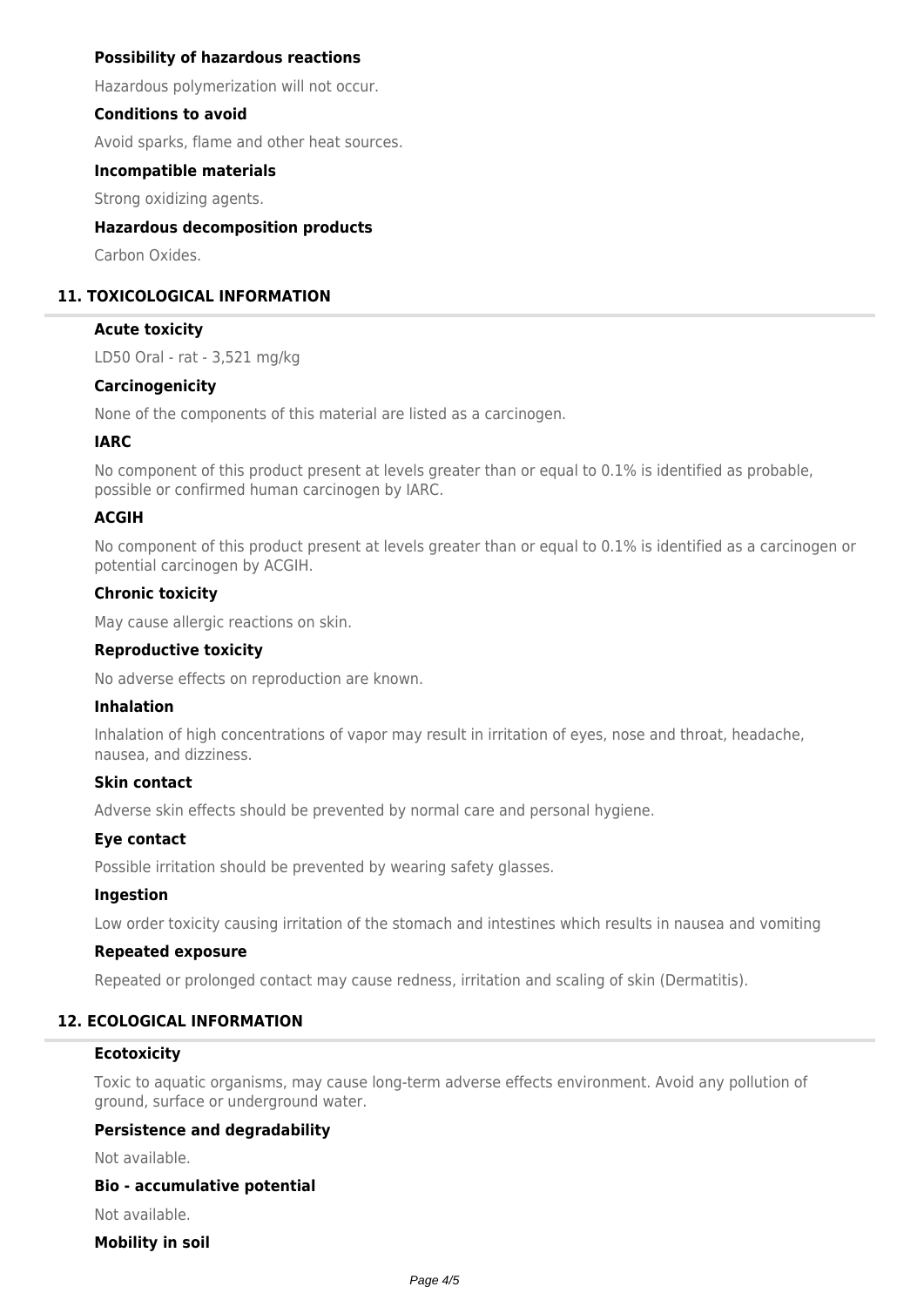### Possibility of hazardous reactions

Hazardous polymerization will not occur.

### Conditions to avoid

Avoid sparks, flame and other heat sources.

### Incompatible materials

Strong oxidizing agents.

### Hazardous decomposition products

Carbon Oxides.

## 11. TOXICOLOGICAL INFORMATION

### Acute toxicity

LD50 Oral - rat - 3,521 mg/kg

### Carcinogenicity

None of the components of this material are listed as a carcinogen.

### IARC

No component of this product present at levels greater than or equal to 0.1% is identified as probable, possible or confirmed human carcinogen by IARC.

### ACGIH

No component of this product present at levels greater than or equal to 0.1% is identified as a carcinogen or potential carcinogen by ACGIH.

### Chronic toxicity

May cause allergic reactions on skin.

### Reproductive toxicity

No adverse effects on reproduction are known.

### Inhalation

Inhalation of high concentrations of vapor may result in irritation of eyes, nose and throat, headache, nausea, and dizziness.

### Skin contact

Adverse skin effects should be prevented by normal care and personal hygiene.

### Eye contact

Possible irritation should be prevented by wearing safety glasses.

### Ingestion

Low order toxicity causing irritation of the stomach and intestines which results in nausea and vomiting

### Repeated exposure

Repeated or prolonged contact may cause redness, irritation and scaling of skin (Dermatitis).

## 12. ECOLOGICAL INFORMATION

### Ecotoxicity

Toxic to aquatic organisms, may cause long-term adverse effects environment. Avoid any pollution of ground, surface or underground water.

### Persistence and degradability

Not available.

### Bio - accumulative potential

Not available.

### Mobility in soil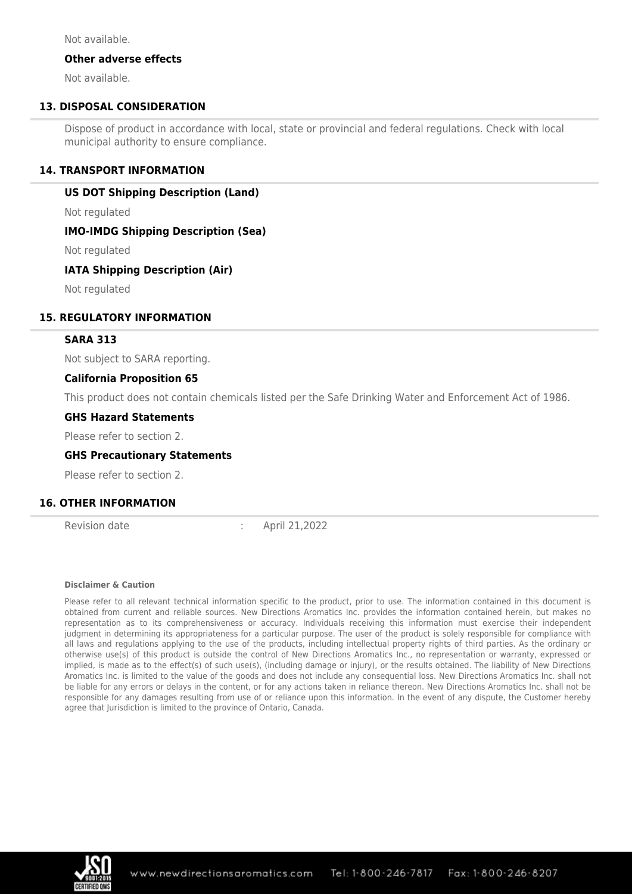Not available.

### Other adverse effects

Not available.

## 13. DISPOSAL CONSIDERATION

Dispose of product in accordance with local, state or provincial and federal regulations. Check with local municipal authority to ensure compliance.

## 14. TRANSPORT INFORMATION

### US DOT Shipping Description (Land)

Not regulated

### IMO-IMDG Shipping Description (Sea)

Not regulated

### IATA Shipping Description (Air)

Not regulated

## 15. REGULATORY INFORMATION

### SARA 313

Not subject to SARA reporting.

### California Proposition 65

This product does not contain chemicals listed per the Safe Drinking Water and Enforcement Act of 1986.

### GHS Hazard Statements

Please refer to section 2.

### GHS Precautionary Statements

Please refer to section 2.

## 16. OTHER INFORMATION

Revision date : April 21,2022

**Disclaimer & Caution**

Please refer to all relevant technical information specific to the product, prior to use. The information contained in this document is obtained from current and reliable sources. New Directions Aromatics Inc. provides the information contained herein, but makes no representation as to its comprehensiveness or accuracy. Individuals receiving this information must exercise their independent judgment in determining its appropriateness for a particular purpose. The user of the product is solely responsible for compliance with all laws and regulations applying to the use of the products, including intellectual property rights of third parties. As the ordinary or otherwise use(s) of this product is outside the control of New Directions Aromatics Inc., no representation or warranty, expressed or implied, is made as to the effect(s) of such use(s), (including damage or injury), or the results obtained. The liability of New Directions Aromatics Inc. is limited to the value of the goods and does not include any consequential loss. New Directions Aromatics Inc. shall not be liable for any errors or delays in the content, or for any actions taken in reliance thereon. New Directions Aromatics Inc. shall not be responsible for any damages resulting from use of or reliance upon this information. In the event of any dispute, the Customer hereby agree that Jurisdiction is limited to the province of Ontario, Canada.